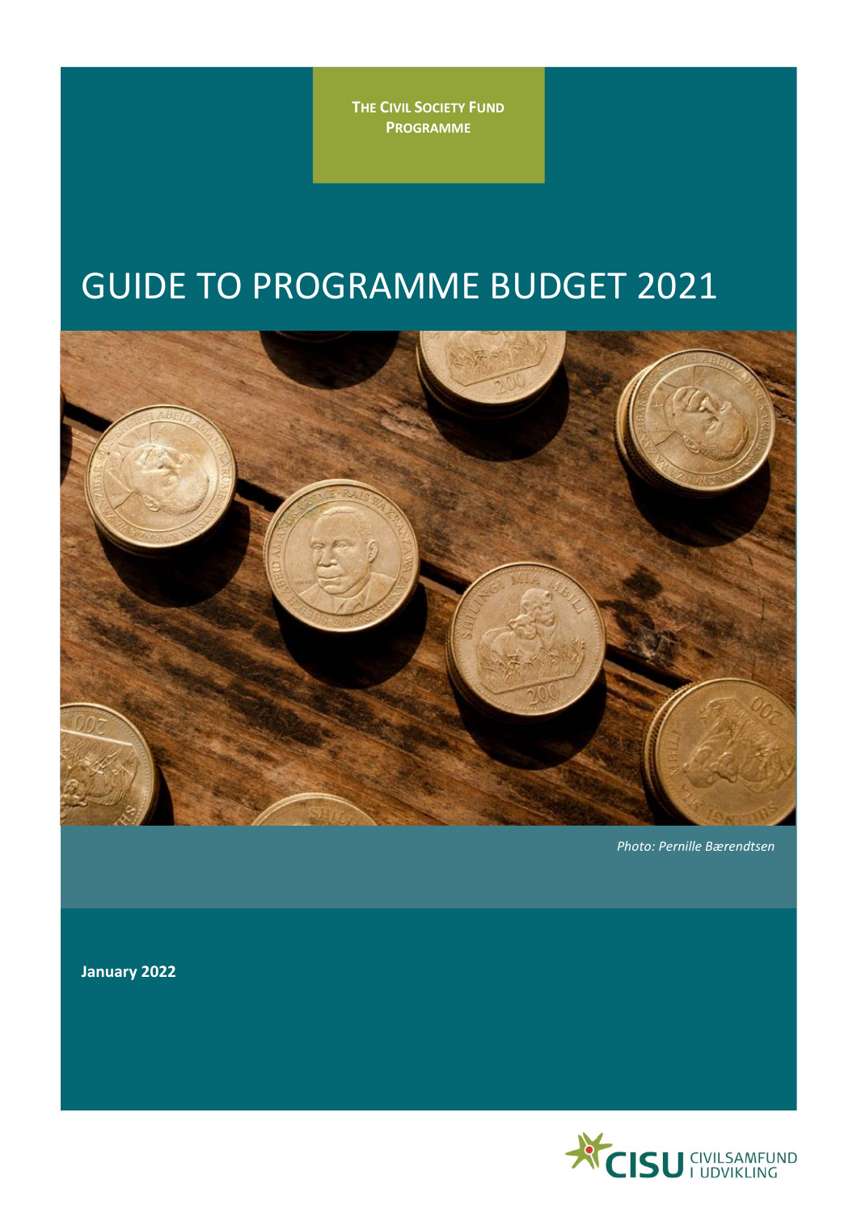**The Civil Society Fund Programme**

# GUIDE TO PROGRAMME BUDGET 2021

*Photo: Pernille Bærendtsen*

**January 2022**

CISU CIVILSAMFUND I UDVIKLING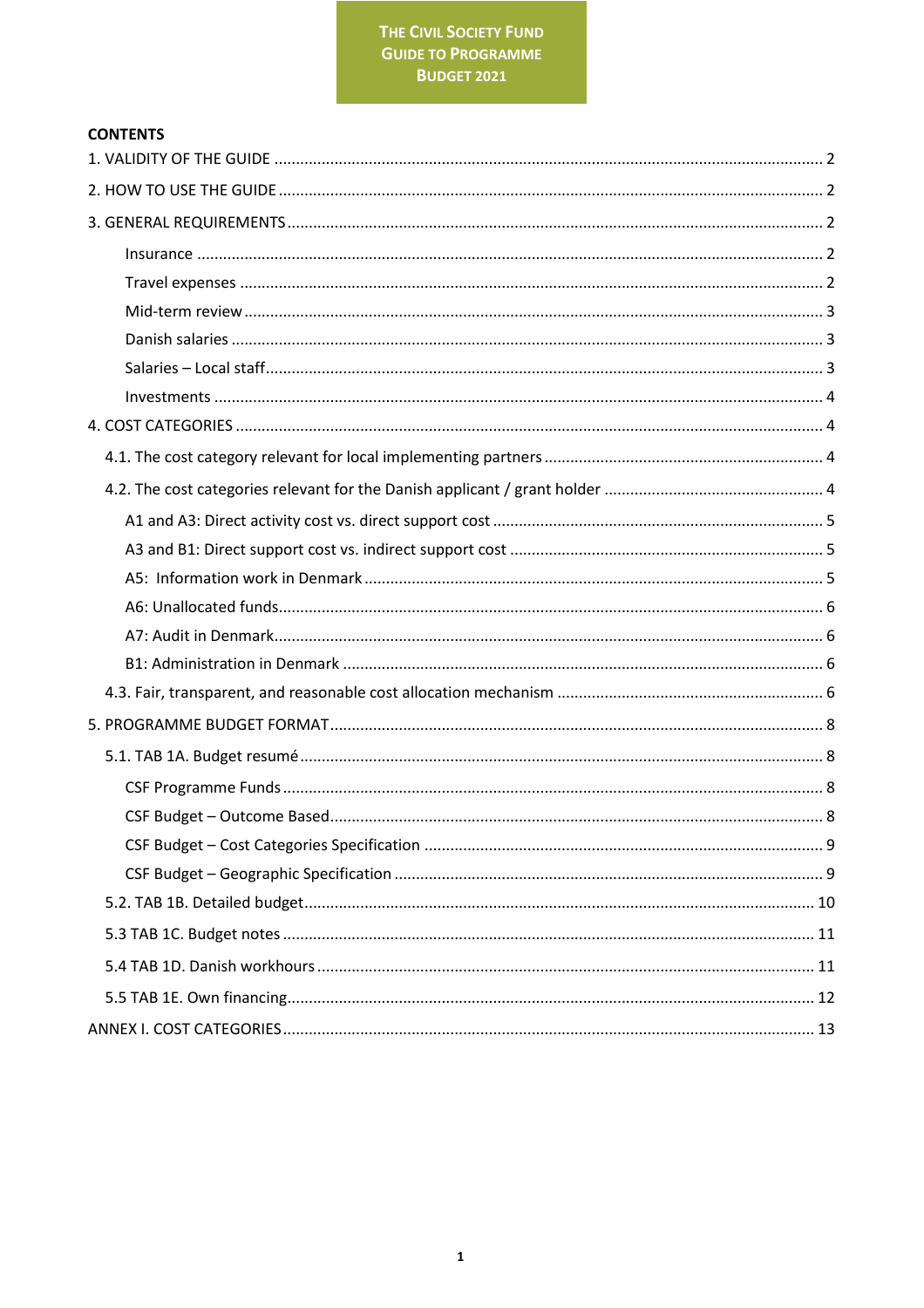**THE CIVIL SOCIETY FUND GUIDE TO PROGRAMME BUDGET 2021**

**CONTENTS**

1. VALIDITY OF THE GUIDE ..... 2
2. HOW TO USE THE GUIDE ..... 2
3. GENERAL REQUIREMENTS ..... 2
   - Insurance ..... 2
   - Travel expenses ..... 2
   - Mid-term review ..... 3
   - Danish salaries ..... 3
   - Salaries – Local staff ..... 3
   - Investments ..... 4
4. COST CATEGORIES ..... 4
   - 4.1. The cost category relevant for local implementing partners ..... 4
   - 4.2. The cost categories relevant for the Danish applicant / grant holder ..... 4
     - A1 and A3: Direct activity cost vs. direct support cost ..... 5
     - A3 and B1: Direct support cost vs. indirect support cost ..... 5
     - A5: Information work in Denmark ..... 5
     - A6: Unallocated funds ..... 6
     - A7: Audit in Denmark ..... 6
     - B1: Administration in Denmark ..... 6
   - 4.3. Fair, transparent, and reasonable cost allocation mechanism ..... 6
5. PROGRAMME BUDGET FORMAT ..... 8
   - 5.1. TAB 1A. Budget resumé ..... 8
     - CSF Programme Funds ..... 8
     - CSF Budget – Outcome Based ..... 8
     - CSF Budget – Cost Categories Specification ..... 9
     - CSF Budget – Geographic Specification ..... 9
   - 5.2. TAB 1B. Detailed budget ..... 10
   - 5.3 TAB 1C. Budget notes ..... 11
   - 5.4 TAB 1D. Danish workhours ..... 11
   - 5.5 TAB 1E. Own financing ..... 12

ANNEX I. COST CATEGORIES ..... 13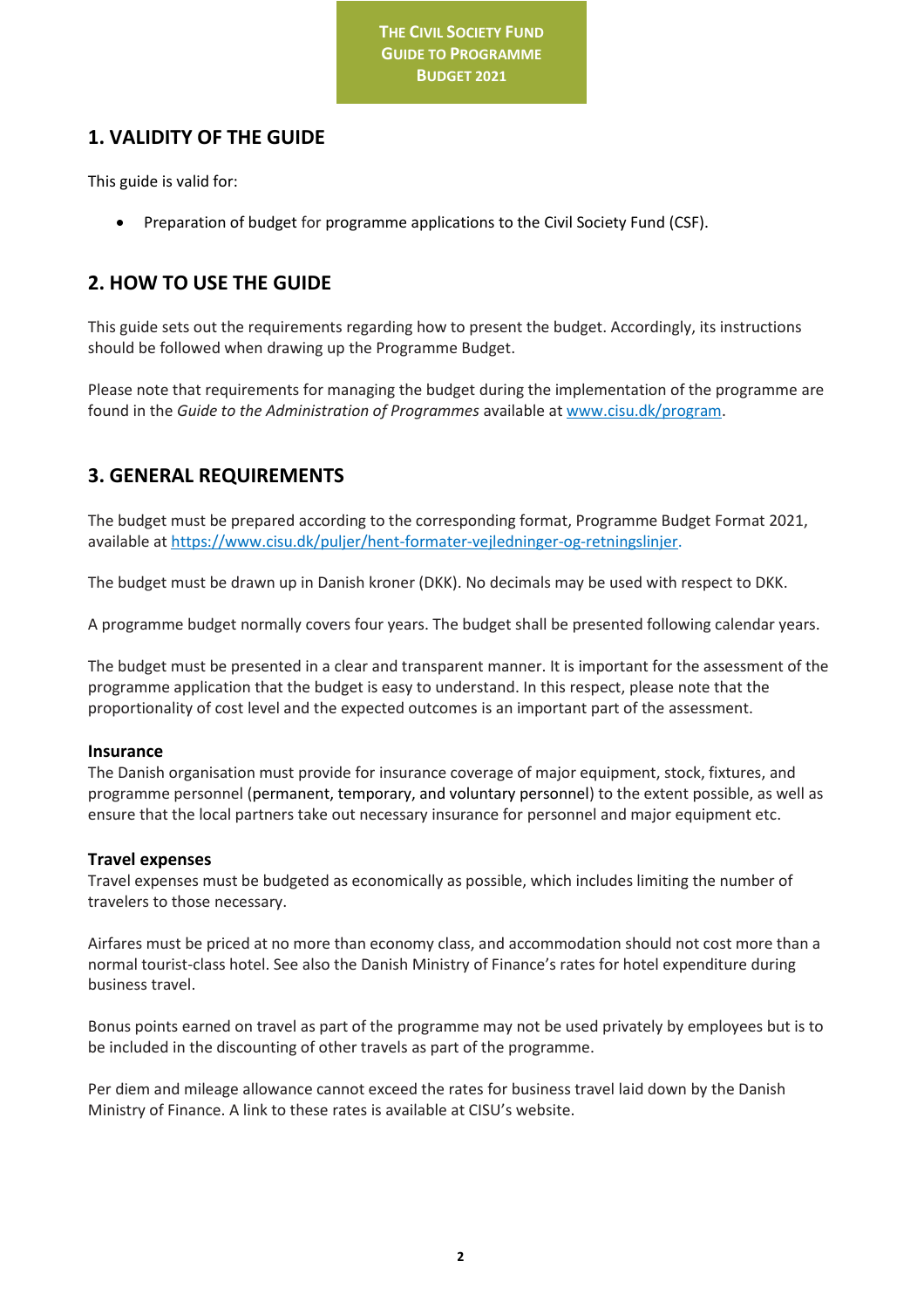## 1. VALIDITY OF THE GUIDE

This guide is valid for:

- Preparation of budget for programme applications to the Civil Society Fund (CSF).

## 2. HOW TO USE THE GUIDE

This guide sets out the requirements regarding how to present the budget. Accordingly, its instructions should be followed when drawing up the Programme Budget.

Please note that requirements for managing the budget during the implementation of the programme are found in the *Guide to the Administration of Programmes* available at [www.cisu.dk/program](www.cisu.dk/program).

## 3. GENERAL REQUIREMENTS

The budget must be prepared according to the corresponding format, Programme Budget Format 2021, available at [https://www.cisu.dk/puljer/hent-formater-vejledninger-og-retningslinjer](https://www.cisu.dk/puljer/hent-formater-vejledninger-og-retningslinjer).

The budget must be drawn up in Danish kroner (DKK). No decimals may be used with respect to DKK.

A programme budget normally covers four years. The budget shall be presented following calendar years.

The budget must be presented in a clear and transparent manner. It is important for the assessment of the programme application that the budget is easy to understand. In this respect, please note that the proportionality of cost level and the expected outcomes is an important part of the assessment.

### Insurance

The Danish organisation must provide for insurance coverage of major equipment, stock, fixtures, and programme personnel (permanent, temporary, and voluntary personnel) to the extent possible, as well as ensure that the local partners take out necessary insurance for personnel and major equipment etc.

### Travel expenses

Travel expenses must be budgeted as economically as possible, which includes limiting the number of travelers to those necessary.

Airfares must be priced at no more than economy class, and accommodation should not cost more than a normal tourist-class hotel. See also the Danish Ministry of Finance's rates for hotel expenditure during business travel.

Bonus points earned on travel as part of the programme may not be used privately by employees but is to be included in the discounting of other travels as part of the programme.

Per diem and mileage allowance cannot exceed the rates for business travel laid down by the Danish Ministry of Finance. A link to these rates is available at CISU's website.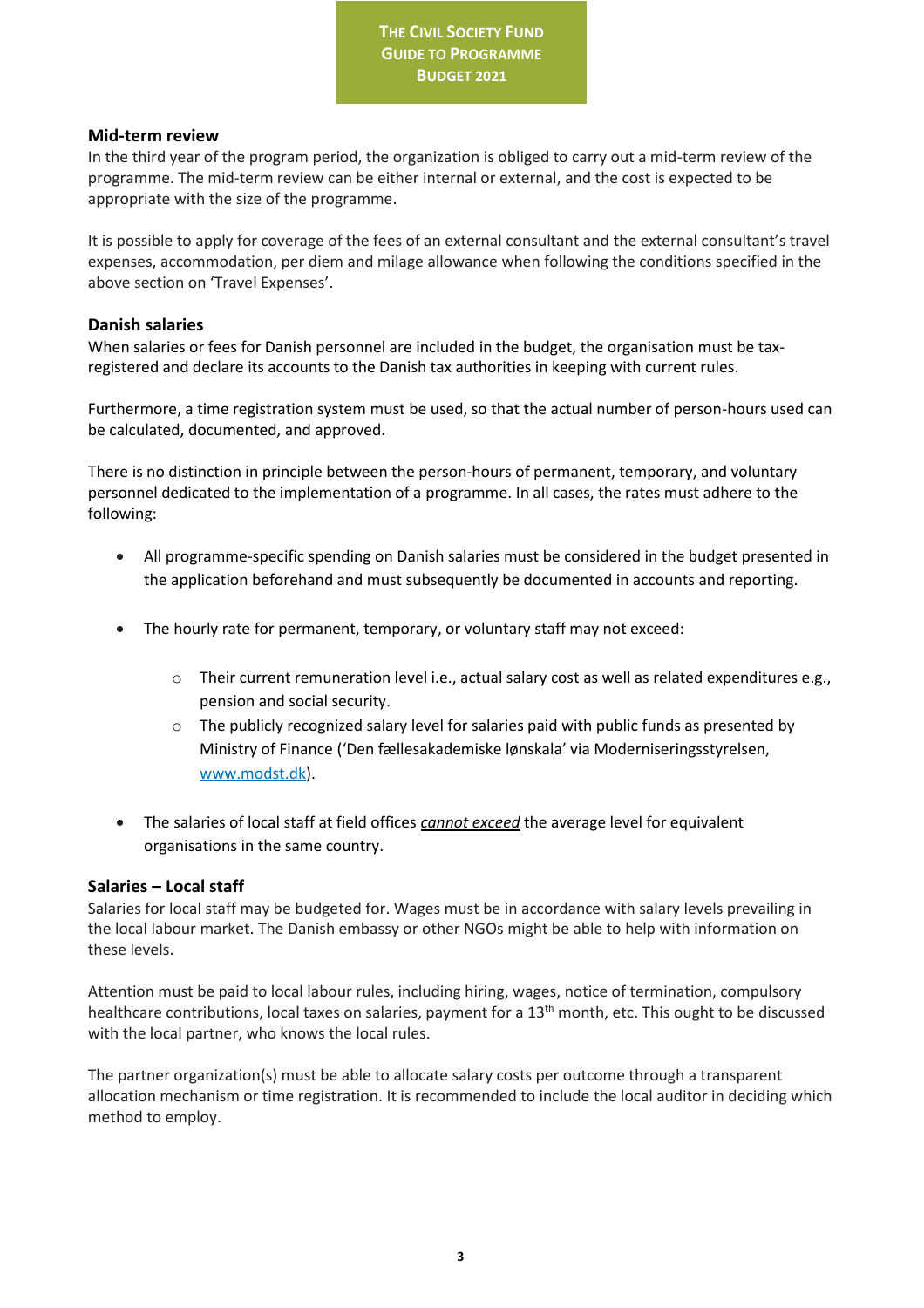## Mid-term review

In the third year of the program period, the organization is obliged to carry out a mid-term review of the programme. The mid-term review can be either internal or external, and the cost is expected to be appropriate with the size of the programme.

It is possible to apply for coverage of the fees of an external consultant and the external consultant's travel expenses, accommodation, per diem and milage allowance when following the conditions specified in the above section on 'Travel Expenses'.

## Danish salaries

When salaries or fees for Danish personnel are included in the budget, the organisation must be tax-registered and declare its accounts to the Danish tax authorities in keeping with current rules.

Furthermore, a time registration system must be used, so that the actual number of person-hours used can be calculated, documented, and approved.

There is no distinction in principle between the person-hours of permanent, temporary, and voluntary personnel dedicated to the implementation of a programme. In all cases, the rates must adhere to the following:

- All programme-specific spending on Danish salaries must be considered in the budget presented in the application beforehand and must subsequently be documented in accounts and reporting.
- The hourly rate for permanent, temporary, or voluntary staff may not exceed:
  - Their current remuneration level i.e., actual salary cost as well as related expenditures e.g., pension and social security.
  - The publicly recognized salary level for salaries paid with public funds as presented by Ministry of Finance ('Den fællesakademiske lønskala' via Moderniseringsstyrelsen, [www.modst.dk](http://www.modst.dk)).
- The salaries of local staff at field offices ***cannot exceed*** the average level for equivalent organisations in the same country.

## Salaries – Local staff

Salaries for local staff may be budgeted for. Wages must be in accordance with salary levels prevailing in the local labour market. The Danish embassy or other NGOs might be able to help with information on these levels.

Attention must be paid to local labour rules, including hiring, wages, notice of termination, compulsory healthcare contributions, local taxes on salaries, payment for a 13th month, etc. This ought to be discussed with the local partner, who knows the local rules.

The partner organization(s) must be able to allocate salary costs per outcome through a transparent allocation mechanism or time registration. It is recommended to include the local auditor in deciding which method to employ.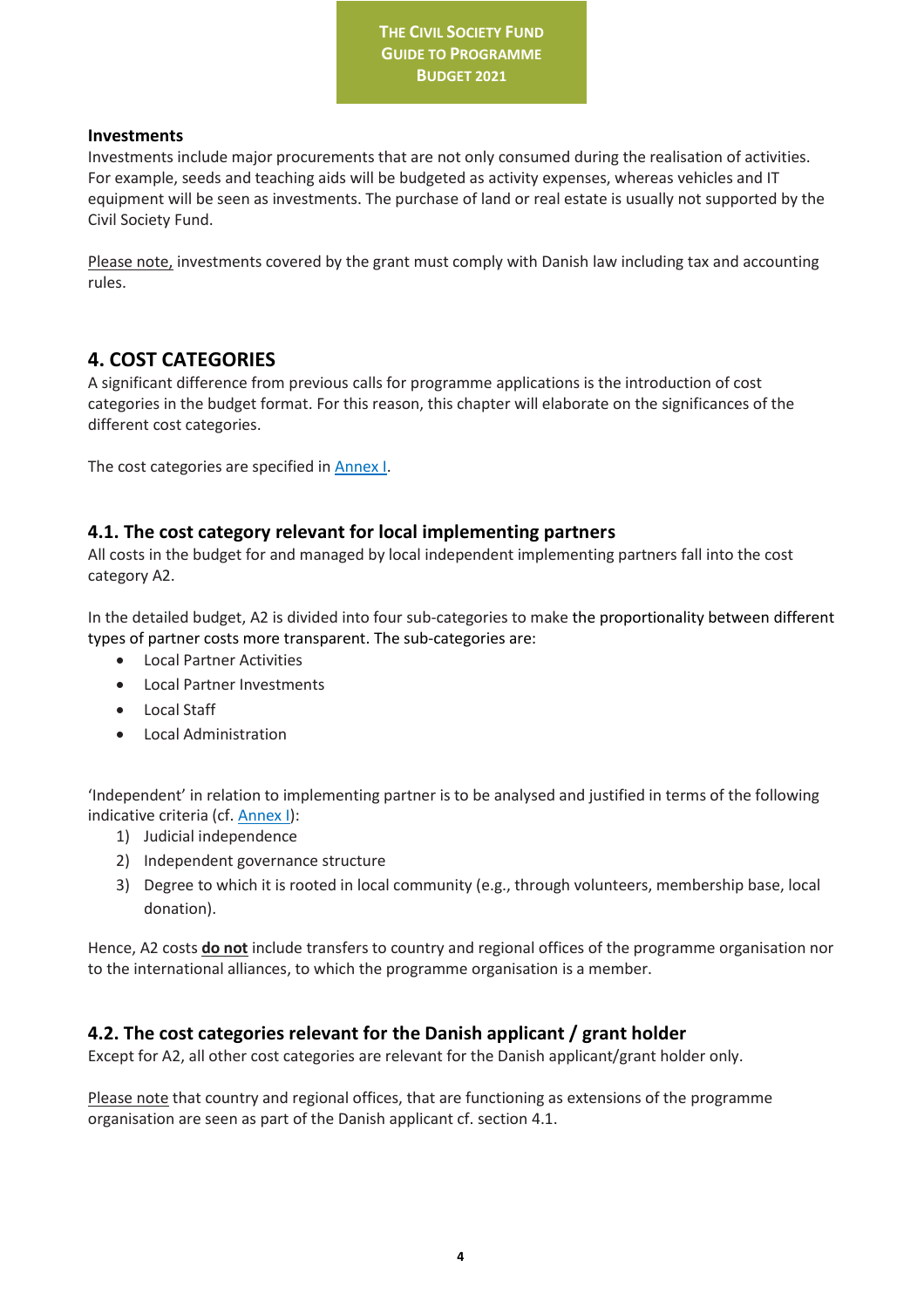**Investments**

Investments include major procurements that are not only consumed during the realisation of activities. For example, seeds and teaching aids will be budgeted as activity expenses, whereas vehicles and IT equipment will be seen as investments. The purchase of land or real estate is usually not supported by the Civil Society Fund.

Please note, investments covered by the grant must comply with Danish law including tax and accounting rules.

## 4. COST CATEGORIES

A significant difference from previous calls for programme applications is the introduction of cost categories in the budget format. For this reason, this chapter will elaborate on the significances of the different cost categories.

The cost categories are specified in Annex I.

### 4.1. The cost category relevant for local implementing partners

All costs in the budget for and managed by local independent implementing partners fall into the cost category A2.

In the detailed budget, A2 is divided into four sub-categories to make the proportionality between different types of partner costs more transparent. The sub-categories are:

- Local Partner Activities
- Local Partner Investments
- Local Staff
- Local Administration

'Independent' in relation to implementing partner is to be analysed and justified in terms of the following indicative criteria (cf. Annex I):

1) Judicial independence
2) Independent governance structure
3) Degree to which it is rooted in local community (e.g., through volunteers, membership base, local donation).

Hence, A2 costs **do not** include transfers to country and regional offices of the programme organisation nor to the international alliances, to which the programme organisation is a member.

### 4.2. The cost categories relevant for the Danish applicant / grant holder

Except for A2, all other cost categories are relevant for the Danish applicant/grant holder only.

Please note that country and regional offices, that are functioning as extensions of the programme organisation are seen as part of the Danish applicant cf. section 4.1.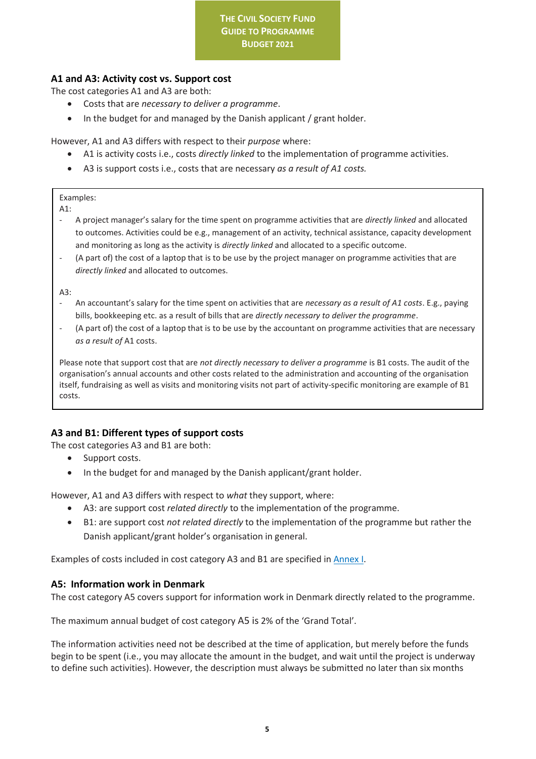## A1 and A3: Activity cost vs. Support cost

The cost categories A1 and A3 are both:

- Costs that are *necessary to deliver a programme*.
- In the budget for and managed by the Danish applicant / grant holder.

However, A1 and A3 differs with respect to their *purpose* where:

- A1 is activity costs i.e., costs *directly linked* to the implementation of programme activities.
- A3 is support costs i.e., costs that are necessary *as a result of A1 costs.*

> Examples:
>
> A1:
>
> - A project manager's salary for the time spent on programme activities that are *directly linked* and allocated to outcomes. Activities could be e.g., management of an activity, technical assistance, capacity development and monitoring as long as the activity is *directly linked* and allocated to a specific outcome.
> - (A part of) the cost of a laptop that is to be use by the project manager on programme activities that are *directly linked* and allocated to outcomes.
>
> A3:
>
> - An accountant's salary for the time spent on activities that are *necessary as a result of A1 costs*. E.g., paying bills, bookkeeping etc. as a result of bills that are *directly necessary to deliver the programme*.
> - (A part of) the cost of a laptop that is to be use by the accountant on programme activities that are necessary *as a result of* A1 costs.
>
> Please note that support cost that are *not directly necessary to deliver a programme* is B1 costs. The audit of the organisation's annual accounts and other costs related to the administration and accounting of the organisation itself, fundraising as well as visits and monitoring visits not part of activity-specific monitoring are example of B1 costs.

## A3 and B1: Different types of support costs

The cost categories A3 and B1 are both:

- Support costs.
- In the budget for and managed by the Danish applicant/grant holder.

However, A1 and A3 differs with respect to *what* they support, where:

- A3: are support cost *related directly* to the implementation of the programme.
- B1: are support cost *not related directly* to the implementation of the programme but rather the Danish applicant/grant holder's organisation in general.

Examples of costs included in cost category A3 and B1 are specified in Annex I.

## A5: Information work in Denmark

The cost category A5 covers support for information work in Denmark directly related to the programme.

The maximum annual budget of cost category A5 is 2% of the 'Grand Total'.

The information activities need not be described at the time of application, but merely before the funds begin to be spent (i.e., you may allocate the amount in the budget, and wait until the project is underway to define such activities). However, the description must always be submitted no later than six months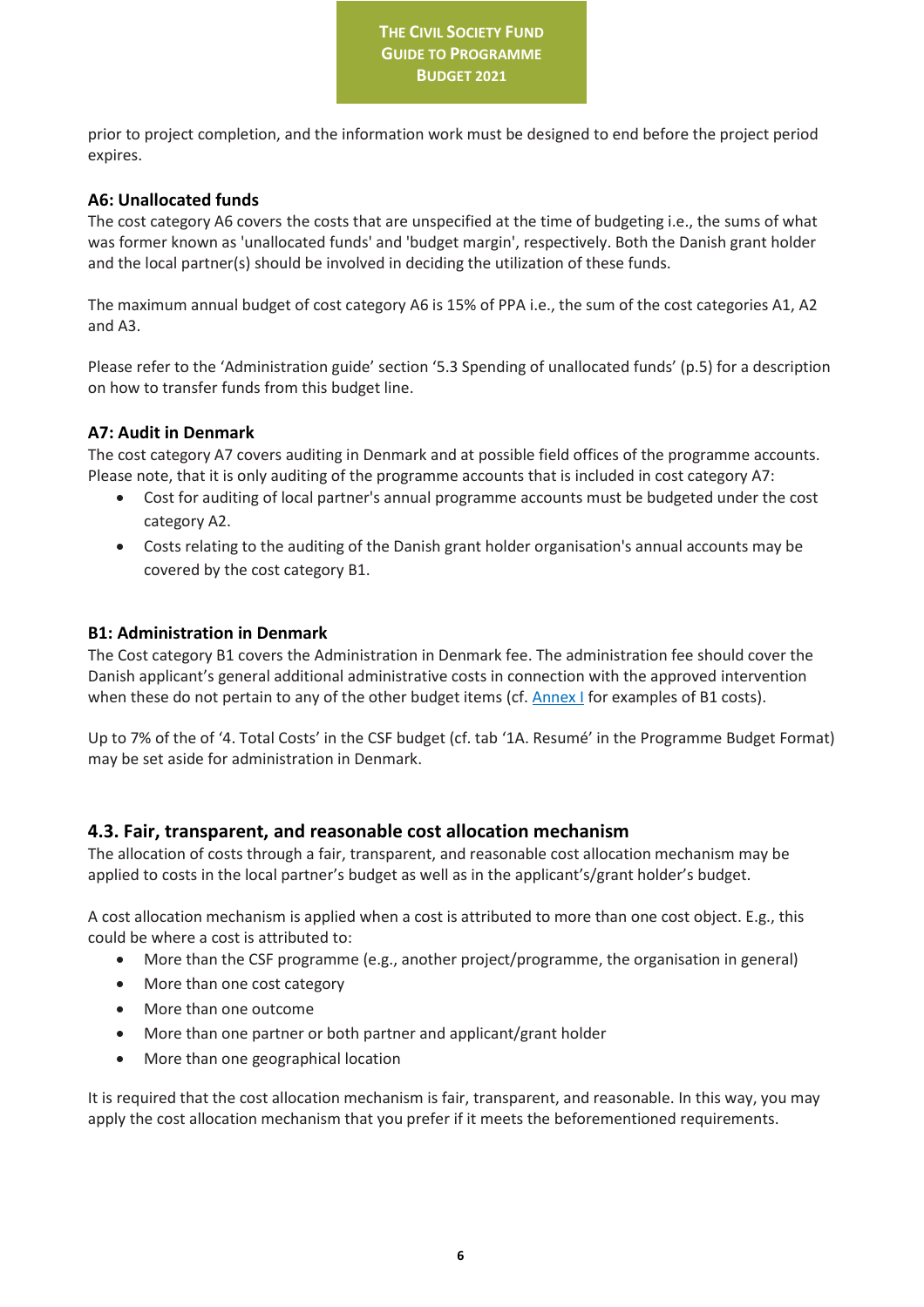prior to project completion, and the information work must be designed to end before the project period expires.

### A6: Unallocated funds

The cost category A6 covers the costs that are unspecified at the time of budgeting i.e., the sums of what was former known as 'unallocated funds' and 'budget margin', respectively. Both the Danish grant holder and the local partner(s) should be involved in deciding the utilization of these funds.

The maximum annual budget of cost category A6 is 15% of PPA i.e., the sum of the cost categories A1, A2 and A3.

Please refer to the 'Administration guide' section '5.3 Spending of unallocated funds' (p.5) for a description on how to transfer funds from this budget line.

### A7: Audit in Denmark

The cost category A7 covers auditing in Denmark and at possible field offices of the programme accounts. Please note, that it is only auditing of the programme accounts that is included in cost category A7:

- Cost for auditing of local partner's annual programme accounts must be budgeted under the cost category A2.
- Costs relating to the auditing of the Danish grant holder organisation's annual accounts may be covered by the cost category B1.

### B1: Administration in Denmark

The Cost category B1 covers the Administration in Denmark fee. The administration fee should cover the Danish applicant's general additional administrative costs in connection with the approved intervention when these do not pertain to any of the other budget items (cf. Annex I for examples of B1 costs).

Up to 7% of the of '4. Total Costs' in the CSF budget (cf. tab '1A. Resumé' in the Programme Budget Format) may be set aside for administration in Denmark.

## 4.3. Fair, transparent, and reasonable cost allocation mechanism

The allocation of costs through a fair, transparent, and reasonable cost allocation mechanism may be applied to costs in the local partner's budget as well as in the applicant's/grant holder's budget.

A cost allocation mechanism is applied when a cost is attributed to more than one cost object. E.g., this could be where a cost is attributed to:

- More than the CSF programme (e.g., another project/programme, the organisation in general)
- More than one cost category
- More than one outcome
- More than one partner or both partner and applicant/grant holder
- More than one geographical location

It is required that the cost allocation mechanism is fair, transparent, and reasonable. In this way, you may apply the cost allocation mechanism that you prefer if it meets the beforementioned requirements.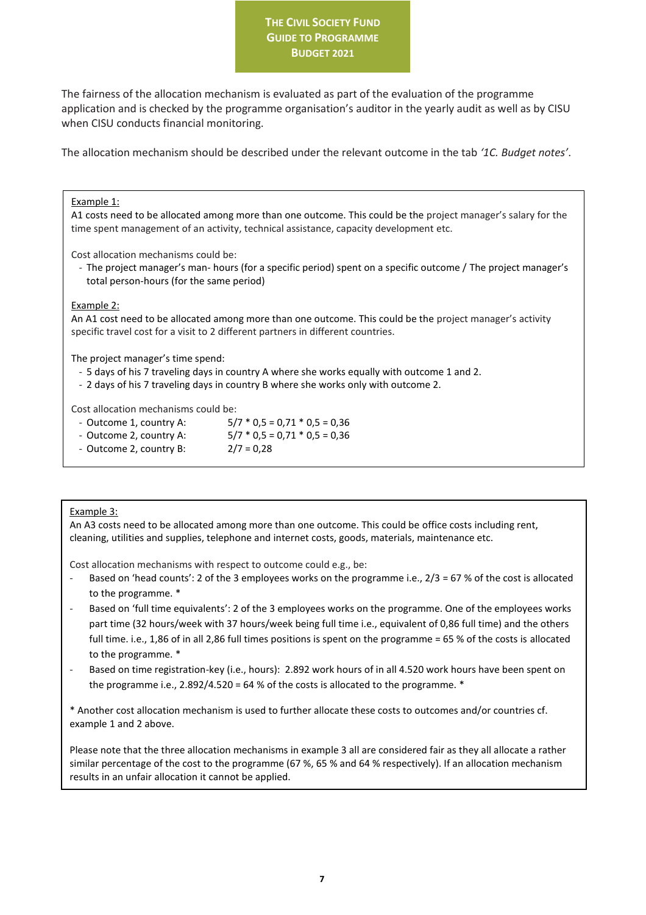The fairness of the allocation mechanism is evaluated as part of the evaluation of the programme application and is checked by the programme organisation's auditor in the yearly audit as well as by CISU when CISU conducts financial monitoring.

The allocation mechanism should be described under the relevant outcome in the tab *'1C. Budget notes'*.

<u>Example 1:</u>
A1 costs need to be allocated among more than one outcome. This could be the project manager's salary for the time spent management of an activity, technical assistance, capacity development etc.

Cost allocation mechanisms could be:

- The project manager's man- hours (for a specific period) spent on a specific outcome / The project manager's total person-hours (for the same period)

<u>Example 2:</u>
An A1 cost need to be allocated among more than one outcome. This could be the project manager's activity specific travel cost for a visit to 2 different partners in different countries.

The project manager's time spend:

- 5 days of his 7 traveling days in country A where she works equally with outcome 1 and 2.
- 2 days of his 7 traveling days in country B where she works only with outcome 2.

Cost allocation mechanisms could be:

- Outcome 1, country A: 5/7 * 0,5 = 0,71 * 0,5 = 0,36
- Outcome 2, country A: 5/7 * 0,5 = 0,71 * 0,5 = 0,36
- Outcome 2, country B: 2/7 = 0,28

<u>Example 3:</u>
An A3 costs need to be allocated among more than one outcome. This could be office costs including rent, cleaning, utilities and supplies, telephone and internet costs, goods, materials, maintenance etc.

Cost allocation mechanisms with respect to outcome could e.g., be:

- Based on 'head counts': 2 of the 3 employees works on the programme i.e., 2/3 = 67 % of the cost is allocated to the programme. *
- Based on 'full time equivalents': 2 of the 3 employees works on the programme. One of the employees works part time (32 hours/week with 37 hours/week being full time i.e., equivalent of 0,86 full time) and the others full time. i.e., 1,86 of in all 2,86 full times positions is spent on the programme = 65 % of the costs is allocated to the programme. *
- Based on time registration-key (i.e., hours): 2.892 work hours of in all 4.520 work hours have been spent on the programme i.e., 2.892/4.520 = 64 % of the costs is allocated to the programme. *

* Another cost allocation mechanism is used to further allocate these costs to outcomes and/or countries cf. example 1 and 2 above.

Please note that the three allocation mechanisms in example 3 all are considered fair as they all allocate a rather similar percentage of the cost to the programme (67 %, 65 % and 64 % respectively). If an allocation mechanism results in an unfair allocation it cannot be applied.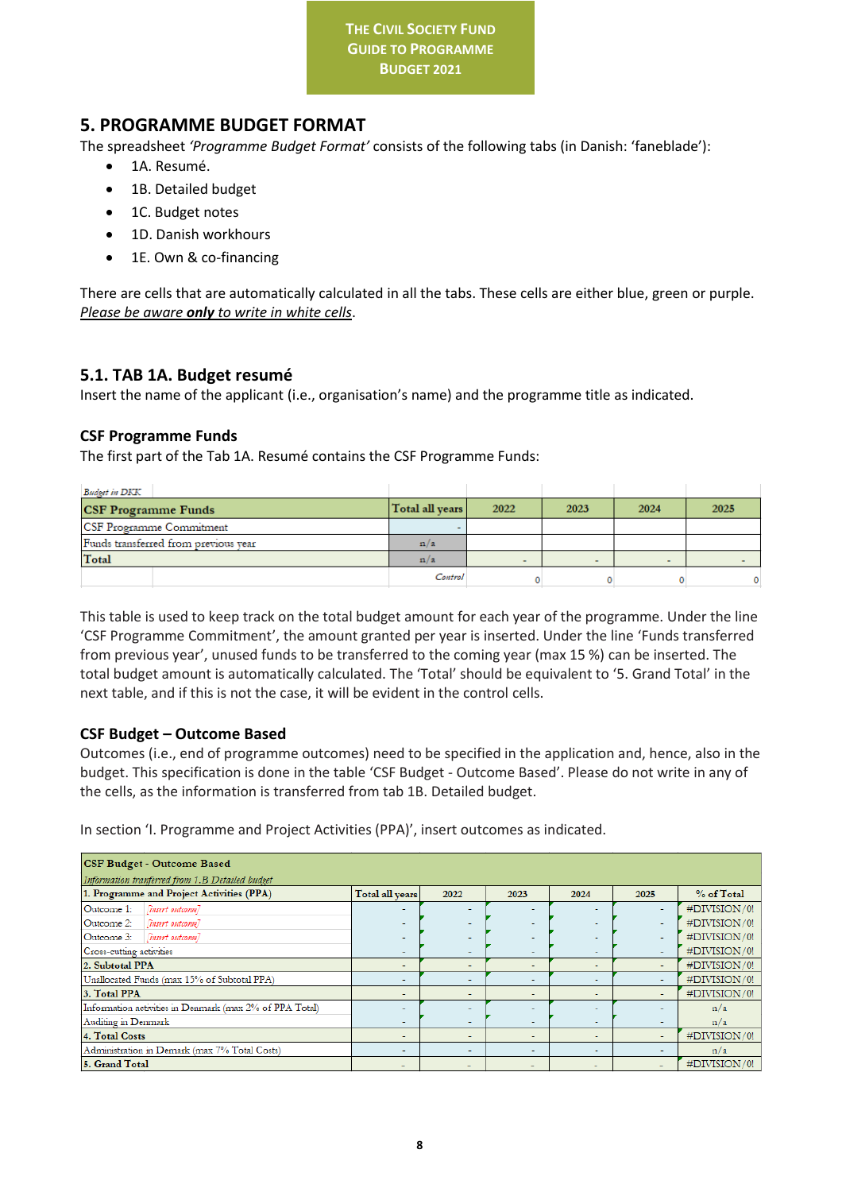# 5. PROGRAMME BUDGET FORMAT

The spreadsheet *'Programme Budget Format'* consists of the following tabs (in Danish: 'faneblade'):

- 1A. Resumé.
- 1B. Detailed budget
- 1C. Budget notes
- 1D. Danish workhours
- 1E. Own & co-financing

There are cells that are automatically calculated in all the tabs. These cells are either blue, green or purple. *Please be aware **only** to write in white cells*.

## 5.1. TAB 1A. Budget resumé

Insert the name of the applicant (i.e., organisation's name) and the programme title as indicated.

### CSF Programme Funds

The first part of the Tab 1A. Resumé contains the CSF Programme Funds:

| *Budget in DKK* | | | | | |
|---|---|---|---|---|---|
| **CSF Programme Funds** | **Total all years** | **2022** | **2023** | **2024** | **2025** |
| CSF Programme Commitment | - | | | | |
| Funds transferred from previous year | n/a | | | | |
| **Total** | n/a | - | - | - | - |
| | *Control* | 0 | 0 | 0 | 0 |

This table is used to keep track on the total budget amount for each year of the programme. Under the line 'CSF Programme Commitment', the amount granted per year is inserted. Under the line 'Funds transferred from previous year', unused funds to be transferred to the coming year (max 15 %) can be inserted. The total budget amount is automatically calculated. The 'Total' should be equivalent to '5. Grand Total' in the next table, and if this is not the case, it will be evident in the control cells.

### CSF Budget – Outcome Based

Outcomes (i.e., end of programme outcomes) need to be specified in the application and, hence, also in the budget. This specification is done in the table 'CSF Budget - Outcome Based'. Please do not write in any of the cells, as the information is transferred from tab 1B. Detailed budget.

In section 'I. Programme and Project Activities (PPA)', insert outcomes as indicated.

| **CSF Budget - Outcome Based** | | | | | | | |
|---|---|---|---|---|---|---|---|
| *Information transferred from 1.B Detailed budget* | | | | | | | |
| **1. Programme and Project Activities (PPA)** | | **Total all years** | **2022** | **2023** | **2024** | **2025** | **% of Total** |
| Outcome 1: | *[insert outcome]* | - | - | - | - | - | #DIVISION/0! |
| Outcome 2: | *[insert outcome]* | - | - | - | - | - | #DIVISION/0! |
| Outcome 3: | *[insert outcome]* | - | - | - | - | - | #DIVISION/0! |
| Cross-cutting activities | | - | - | - | - | - | #DIVISION/0! |
| **2. Subtotal PPA** | | - | - | - | - | - | #DIVISION/0! |
| Unallocated Funds (max 15% of Subtotal PPA) | | - | - | - | - | - | #DIVISION/0! |
| **3. Total PPA** | | - | - | - | - | - | #DIVISION/0! |
| Information activities in Denmark (max 2% of PPA Total) | | - | - | - | - | - | n/a |
| Auditing in Denmark | | - | - | - | - | - | n/a |
| **4. Total Costs** | | - | - | - | - | - | #DIVISION/0! |
| Administration in Demark (max 7% Total Costs) | | - | - | - | - | - | n/a |
| **5. Grand Total** | | - | - | - | - | - | #DIVISION/0! |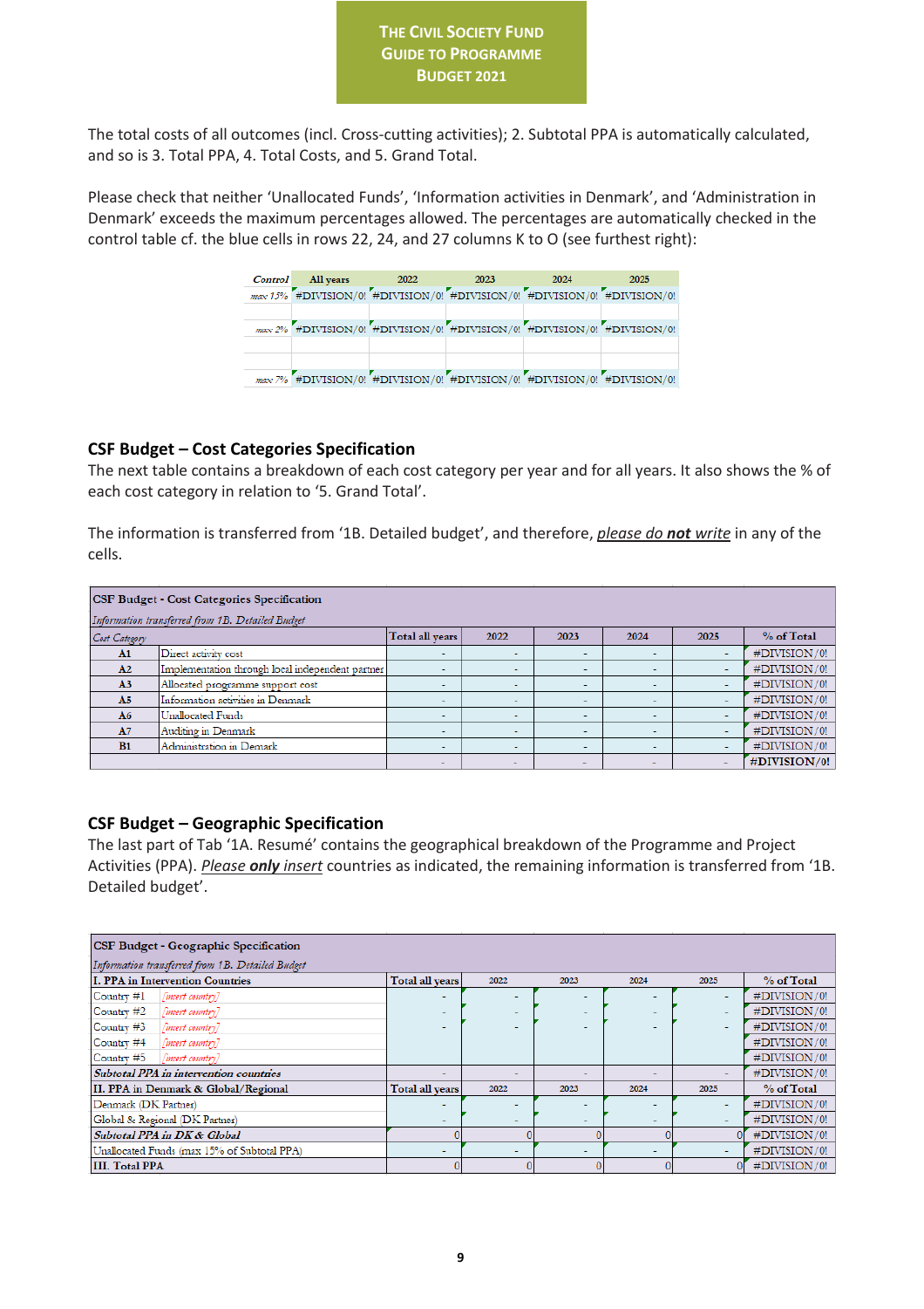The total costs of all outcomes (incl. Cross-cutting activities); 2. Subtotal PPA is automatically calculated, and so is 3. Total PPA, 4. Total Costs, and 5. Grand Total.

Please check that neither 'Unallocated Funds', 'Information activities in Denmark', and 'Administration in Denmark' exceeds the maximum percentages allowed. The percentages are automatically checked in the control table cf. the blue cells in rows 22, 24, and 27 columns K to O (see furthest right):

| Control | All years | 2022 | 2023 | 2024 | 2025 |
|---|---|---|---|---|---|
| max 15% | #DIVISION/0! | #DIVISION/0! | #DIVISION/0! | #DIVISION/0! | #DIVISION/0! |
| max 2% | #DIVISION/0! | #DIVISION/0! | #DIVISION/0! | #DIVISION/0! | #DIVISION/0! |
| | | | | | |
| max 7% | #DIVISION/0! | #DIVISION/0! | #DIVISION/0! | #DIVISION/0! | #DIVISION/0! |

## CSF Budget – Cost Categories Specification

The next table contains a breakdown of each cost category per year and for all years. It also shows the % of each cost category in relation to '5. Grand Total'.

The information is transferred from '1B. Detailed budget', and therefore, _please do **not** write_ in any of the cells.

| CSF Budget - Cost Categories Specification | | | | | | | |
|---|---|---|---|---|---|---|---|
| *Information transferred from 1B. Detailed Budget* | | | | | | | |
| *Cost Category* | | Total all years | 2022 | 2023 | 2024 | 2025 | % of Total |
| A1 | Direct activity cost | - | - | - | - | - | #DIVISION/0! |
| A2 | Implementation through local independent partner | - | - | - | - | - | #DIVISION/0! |
| A3 | Allocated programme support cost | - | - | - | - | - | #DIVISION/0! |
| A5 | Information activities in Denmark | - | - | - | - | - | #DIVISION/0! |
| A6 | Unallocated Funds | - | - | - | - | - | #DIVISION/0! |
| A7 | Auditing in Denmark | - | - | - | - | - | #DIVISION/0! |
| B1 | Administration in Demark | - | - | - | - | - | #DIVISION/0! |
| | | - | - | - | - | - | **#DIVISION/0!** |

## CSF Budget – Geographic Specification

The last part of Tab '1A. Resumé' contains the geographical breakdown of the Programme and Project Activities (PPA). _Please **only** insert_ countries as indicated, the remaining information is transferred from '1B. Detailed budget'.

| CSF Budget - Geographic Specification | | | | | | | |
|---|---|---|---|---|---|---|---|
| *Information transferred from 1B. Detailed Budget* | | | | | | | |
| I. PPA in Intervention Countries | | Total all years | 2022 | 2023 | 2024 | 2025 | % of Total |
| Country #1 | *[insert country]* | - | - | - | - | - | #DIVISION/0! |
| Country #2 | *[insert country]* | - | - | - | - | - | #DIVISION/0! |
| Country #3 | *[insert country]* | - | - | - | - | - | #DIVISION/0! |
| Country #4 | *[insert country]* | | | | | | #DIVISION/0! |
| Country #5 | *[insert country]* | | | | | | #DIVISION/0! |
| ***Subtotal PPA in intervention countries*** | | - | - | - | - | - | #DIVISION/0! |
| II. PPA in Denmark & Global/Regional | | Total all years | 2022 | 2023 | 2024 | 2025 | % of Total |
| Denmark (DK Partner) | | - | - | - | - | - | #DIVISION/0! |
| Global & Regional (DK Partner) | | - | - | - | - | - | #DIVISION/0! |
| ***Subtotal PPA in DK & Global*** | | 0 | 0 | 0 | 0 | 0 | #DIVISION/0! |
| Unallocated Funds (max 15% of Subtotal PPA) | | - | - | - | - | - | #DIVISION/0! |
| III. Total PPA | | 0 | 0 | 0 | 0 | 0 | #DIVISION/0! |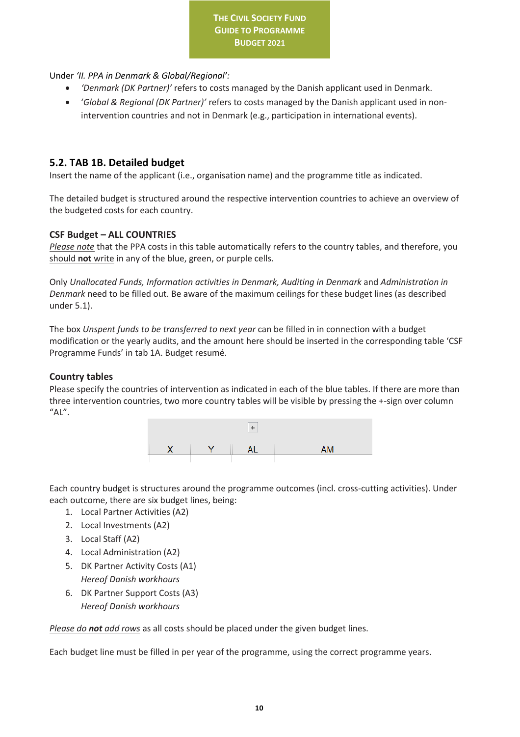Under *'II. PPA in Denmark & Global/Regional'*:

- *'Denmark (DK Partner)'* refers to costs managed by the Danish applicant used in Denmark.
- '*Global & Regional (DK Partner)'* refers to costs managed by the Danish applicant used in non-intervention countries and not in Denmark (e.g., participation in international events).

## 5.2. TAB 1B. Detailed budget

Insert the name of the applicant (i.e., organisation name) and the programme title as indicated.

The detailed budget is structured around the respective intervention countries to achieve an overview of the budgeted costs for each country.

### CSF Budget – ALL COUNTRIES

*Please note* that the PPA costs in this table automatically refers to the country tables, and therefore, you should **not** write in any of the blue, green, or purple cells.

Only *Unallocated Funds, Information activities in Denmark, Auditing in Denmark* and *Administration in Denmark* need to be filled out. Be aware of the maximum ceilings for these budget lines (as described under 5.1).

The box *Unspent funds to be transferred to next year* can be filled in in connection with a budget modification or the yearly audits, and the amount here should be inserted in the corresponding table 'CSF Programme Funds' in tab 1A. Budget resumé.

### Country tables

Please specify the countries of intervention as indicated in each of the blue tables. If there are more than three intervention countries, two more country tables will be visible by pressing the +-sign over column "AL".

| X | Y | AL | AM |
|---|---|---|---|

Each country budget is structures around the programme outcomes (incl. cross-cutting activities). Under each outcome, there are six budget lines, being:

1. Local Partner Activities (A2)
2. Local Investments (A2)
3. Local Staff (A2)
4. Local Administration (A2)
5. DK Partner Activity Costs (A1)
   *Hereof Danish workhours*
6. DK Partner Support Costs (A3)
   *Hereof Danish workhours*

*Please do **not** add rows* as all costs should be placed under the given budget lines.

Each budget line must be filled in per year of the programme, using the correct programme years.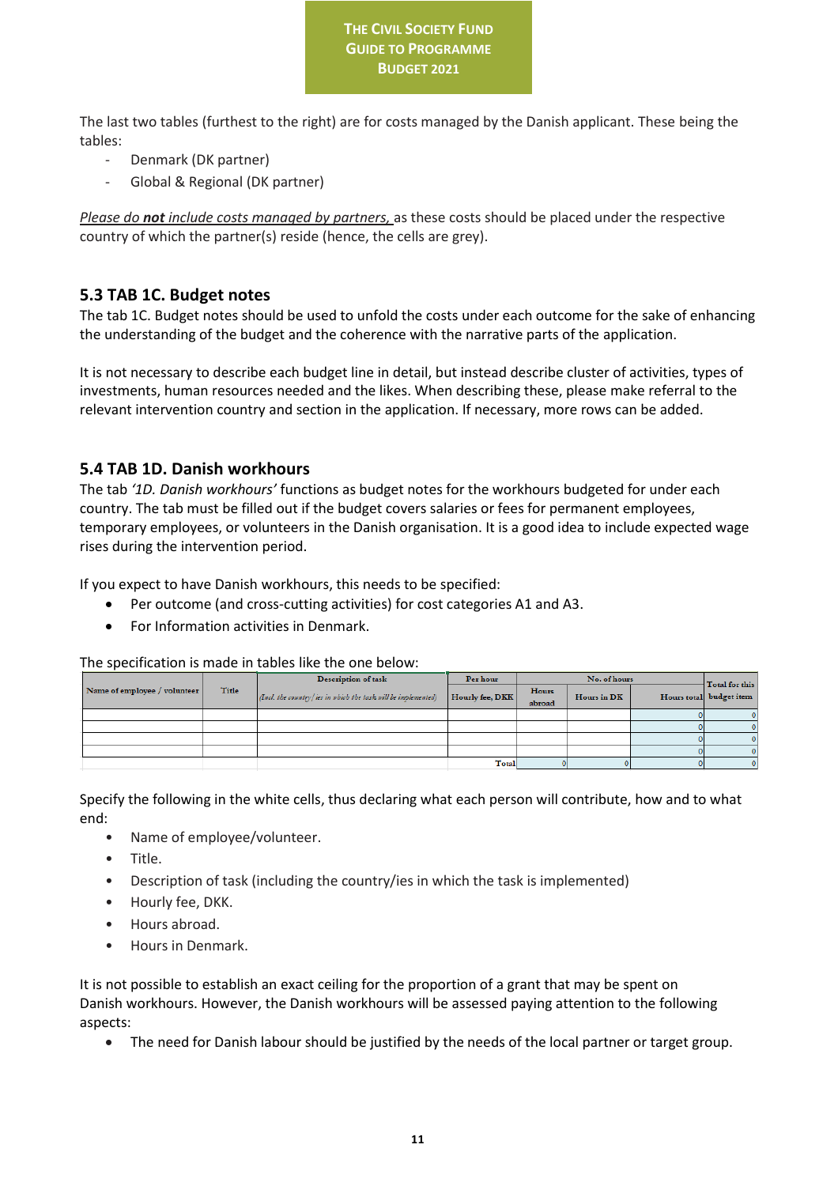The last two tables (furthest to the right) are for costs managed by the Danish applicant. These being the tables:

- Denmark (DK partner)
- Global & Regional (DK partner)

*Please do **not** include costs managed by partners,* as these costs should be placed under the respective country of which the partner(s) reside (hence, the cells are grey).

## 5.3 TAB 1C. Budget notes

The tab 1C. Budget notes should be used to unfold the costs under each outcome for the sake of enhancing the understanding of the budget and the coherence with the narrative parts of the application.

It is not necessary to describe each budget line in detail, but instead describe cluster of activities, types of investments, human resources needed and the likes. When describing these, please make referral to the relevant intervention country and section in the application. If necessary, more rows can be added.

## 5.4 TAB 1D. Danish workhours

The tab *'1D. Danish workhours'* functions as budget notes for the workhours budgeted for under each country. The tab must be filled out if the budget covers salaries or fees for permanent employees, temporary employees, or volunteers in the Danish organisation. It is a good idea to include expected wage rises during the intervention period.

If you expect to have Danish workhours, this needs to be specified:

- Per outcome (and cross-cutting activities) for cost categories A1 and A3.
- For Information activities in Denmark.

The specification is made in tables like the one below:

| Name of employee / volunteer | Title | Description of task | Per hour | No. of hours | | | Total for this budget item |
|---|---|---|---|---|---|---|---|
| | | *(Incl. the country/ies in which the task will be implemented)* | Hourly fee, DKK | Hours abroad | Hours in DK | Hours total | |
| | | | | | | 0 | 0 |
| | | | | | | 0 | 0 |
| | | | | | | 0 | 0 |
| | | | | | | 0 | 0 |
| | | | Total | 0 | 0 | 0 | 0 |

Specify the following in the white cells, thus declaring what each person will contribute, how and to what end:

- Name of employee/volunteer.
- Title.
- Description of task (including the country/ies in which the task is implemented)
- Hourly fee, DKK.
- Hours abroad.
- Hours in Denmark.

It is not possible to establish an exact ceiling for the proportion of a grant that may be spent on Danish workhours. However, the Danish workhours will be assessed paying attention to the following aspects:

- The need for Danish labour should be justified by the needs of the local partner or target group.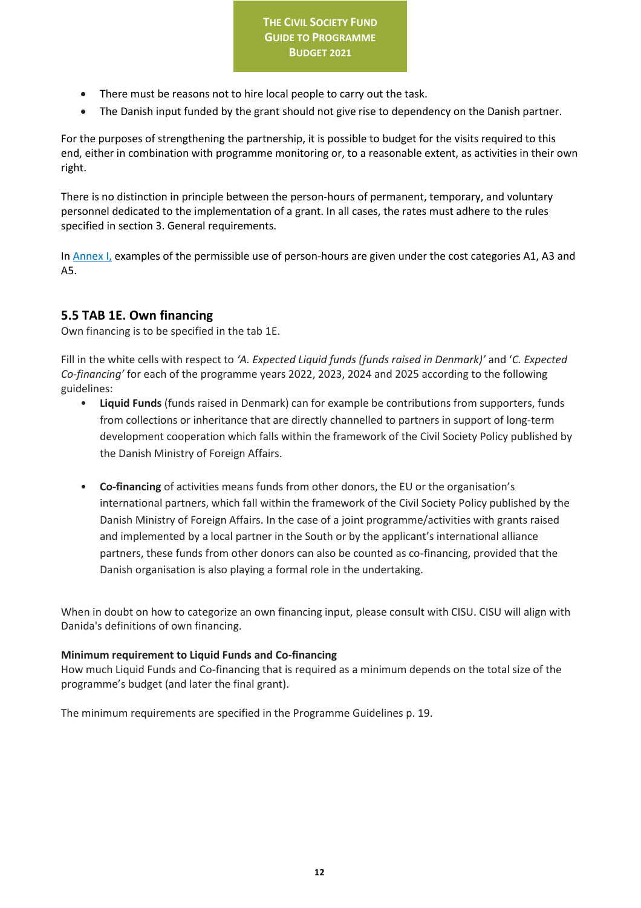- There must be reasons not to hire local people to carry out the task.
- The Danish input funded by the grant should not give rise to dependency on the Danish partner.

For the purposes of strengthening the partnership, it is possible to budget for the visits required to this end, either in combination with programme monitoring or, to a reasonable extent, as activities in their own right.

There is no distinction in principle between the person-hours of permanent, temporary, and voluntary personnel dedicated to the implementation of a grant. In all cases, the rates must adhere to the rules specified in section 3. General requirements.

In Annex I, examples of the permissible use of person-hours are given under the cost categories A1, A3 and A5.

## 5.5 TAB 1E. Own financing

Own financing is to be specified in the tab 1E.

Fill in the white cells with respect to *'A. Expected Liquid funds (funds raised in Denmark)'* and '*C. Expected Co-financing'* for each of the programme years 2022, 2023, 2024 and 2025 according to the following guidelines:

- **Liquid Funds** (funds raised in Denmark) can for example be contributions from supporters, funds from collections or inheritance that are directly channelled to partners in support of long-term development cooperation which falls within the framework of the Civil Society Policy published by the Danish Ministry of Foreign Affairs.

- **Co-financing** of activities means funds from other donors, the EU or the organisation's international partners, which fall within the framework of the Civil Society Policy published by the Danish Ministry of Foreign Affairs. In the case of a joint programme/activities with grants raised and implemented by a local partner in the South or by the applicant's international alliance partners, these funds from other donors can also be counted as co-financing, provided that the Danish organisation is also playing a formal role in the undertaking.

When in doubt on how to categorize an own financing input, please consult with CISU. CISU will align with Danida's definitions of own financing.

**Minimum requirement to Liquid Funds and Co-financing**

How much Liquid Funds and Co-financing that is required as a minimum depends on the total size of the programme's budget (and later the final grant).

The minimum requirements are specified in the Programme Guidelines p. 19.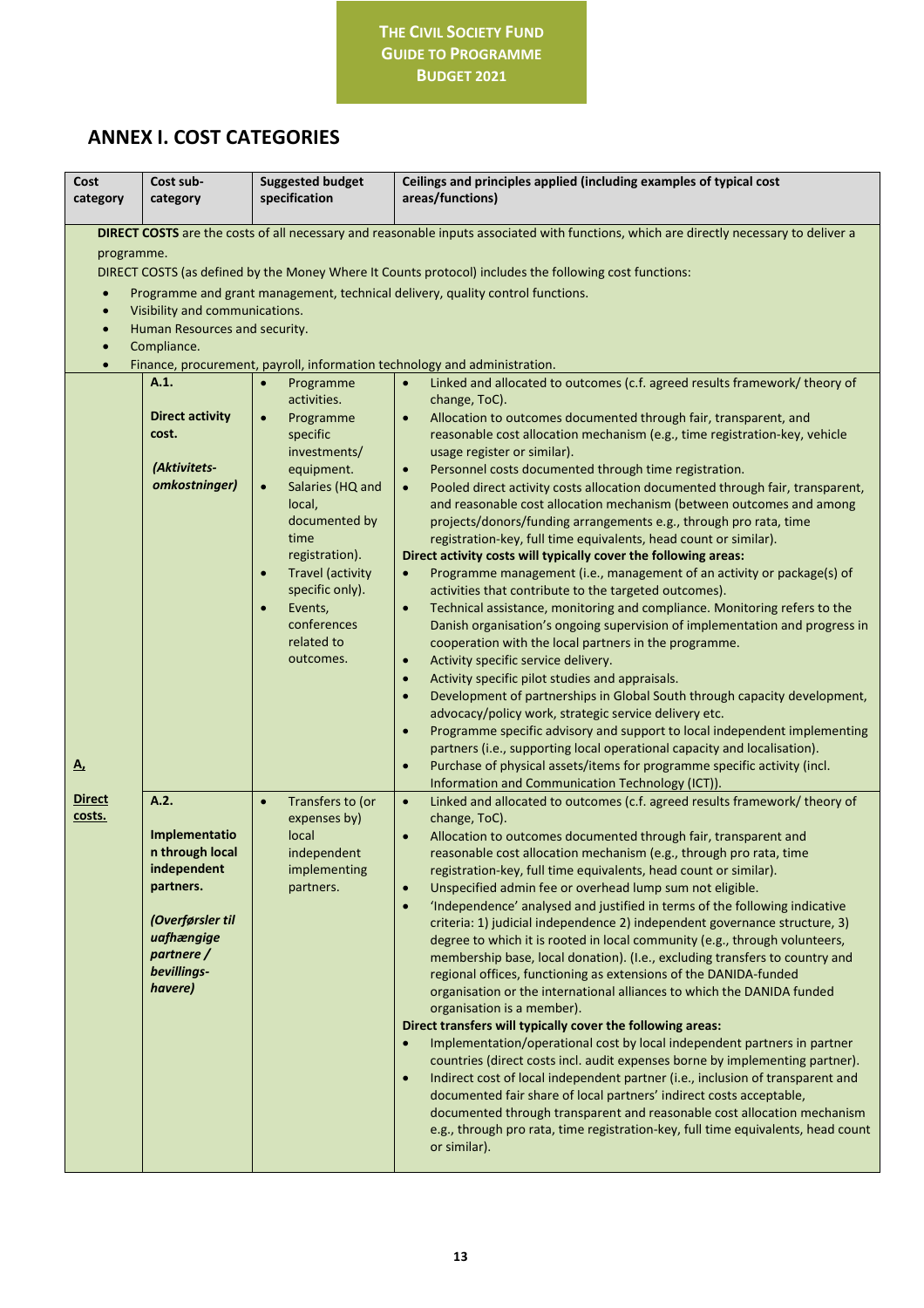## ANNEX I. COST CATEGORIES

| Cost category | Cost sub-category | Suggested budget specification | Ceilings and principles applied (including examples of typical cost areas/functions) |
|---|---|---|---|
| **DIRECT COSTS** are the costs of all necessary and reasonable inputs associated with functions, which are directly necessary to deliver a programme.<br>DIRECT COSTS (as defined by the Money Where It Counts protocol) includes the following cost functions:<br>• Programme and grant management, technical delivery, quality control functions.<br>• Visibility and communications.<br>• Human Resources and security.<br>• Compliance.<br>• Finance, procurement, payroll, information technology and administration. | | | |
| **A,**<br><br>**Direct costs.** | **A.1.**<br><br>**Direct activity cost.**<br><br>***(Aktivitets-omkostninger)*** | • Programme activities.<br>• Programme specific investments/ equipment.<br>• Salaries (HQ and local, documented by time registration).<br>• Travel (activity specific only).<br>• Events, conferences related to outcomes. | • Linked and allocated to outcomes (c.f. agreed results framework/ theory of change, ToC).<br>• Allocation to outcomes documented through fair, transparent, and reasonable cost allocation mechanism (e.g., time registration-key, vehicle usage register or similar).<br>• Personnel costs documented through time registration.<br>• Pooled direct activity costs allocation documented through fair, transparent, and reasonable cost allocation mechanism (between outcomes and among projects/donors/funding arrangements e.g., through pro rata, time registration-key, full time equivalents, head count or similar).<br>**Direct activity costs will typically cover the following areas:**<br>• Programme management (i.e., management of an activity or package(s) of activities that contribute to the targeted outcomes).<br>• Technical assistance, monitoring and compliance. Monitoring refers to the Danish organisation's ongoing supervision of implementation and progress in cooperation with the local partners in the programme.<br>• Activity specific service delivery.<br>• Activity specific pilot studies and appraisals.<br>• Development of partnerships in Global South through capacity development, advocacy/policy work, strategic service delivery etc.<br>• Programme specific advisory and support to local independent implementing partners (i.e., supporting local operational capacity and localisation).<br>• Purchase of physical assets/items for programme specific activity (incl. Information and Communication Technology (ICT)). |
| | **A.2.**<br><br>**Implementation through local independent partners.**<br><br>***(Overførsler til uafhængige partnere / bevillings-havere)*** | • Transfers to (or expenses by) local independent implementing partners. | • Linked and allocated to outcomes (c.f. agreed results framework/ theory of change, ToC).<br>• Allocation to outcomes documented through fair, transparent and reasonable cost allocation mechanism (e.g., through pro rata, time registration-key, full time equivalents, head count or similar).<br>• Unspecified admin fee or overhead lump sum not eligible.<br>• 'Independence' analysed and justified in terms of the following indicative criteria: 1) judicial independence 2) independent governance structure, 3) degree to which it is rooted in local community (e.g., through volunteers, membership base, local donation). (I.e., excluding transfers to country and regional offices, functioning as extensions of the DANIDA-funded organisation or the international alliances to which the DANIDA funded organisation is a member).<br>**Direct transfers will typically cover the following areas:**<br>• Implementation/operational cost by local independent partners in partner countries (direct costs incl. audit expenses borne by implementing partner).<br>• Indirect cost of local independent partner (i.e., inclusion of transparent and documented fair share of local partners' indirect costs acceptable, documented through transparent and reasonable cost allocation mechanism e.g., through pro rata, time registration-key, full time equivalents, head count or similar). |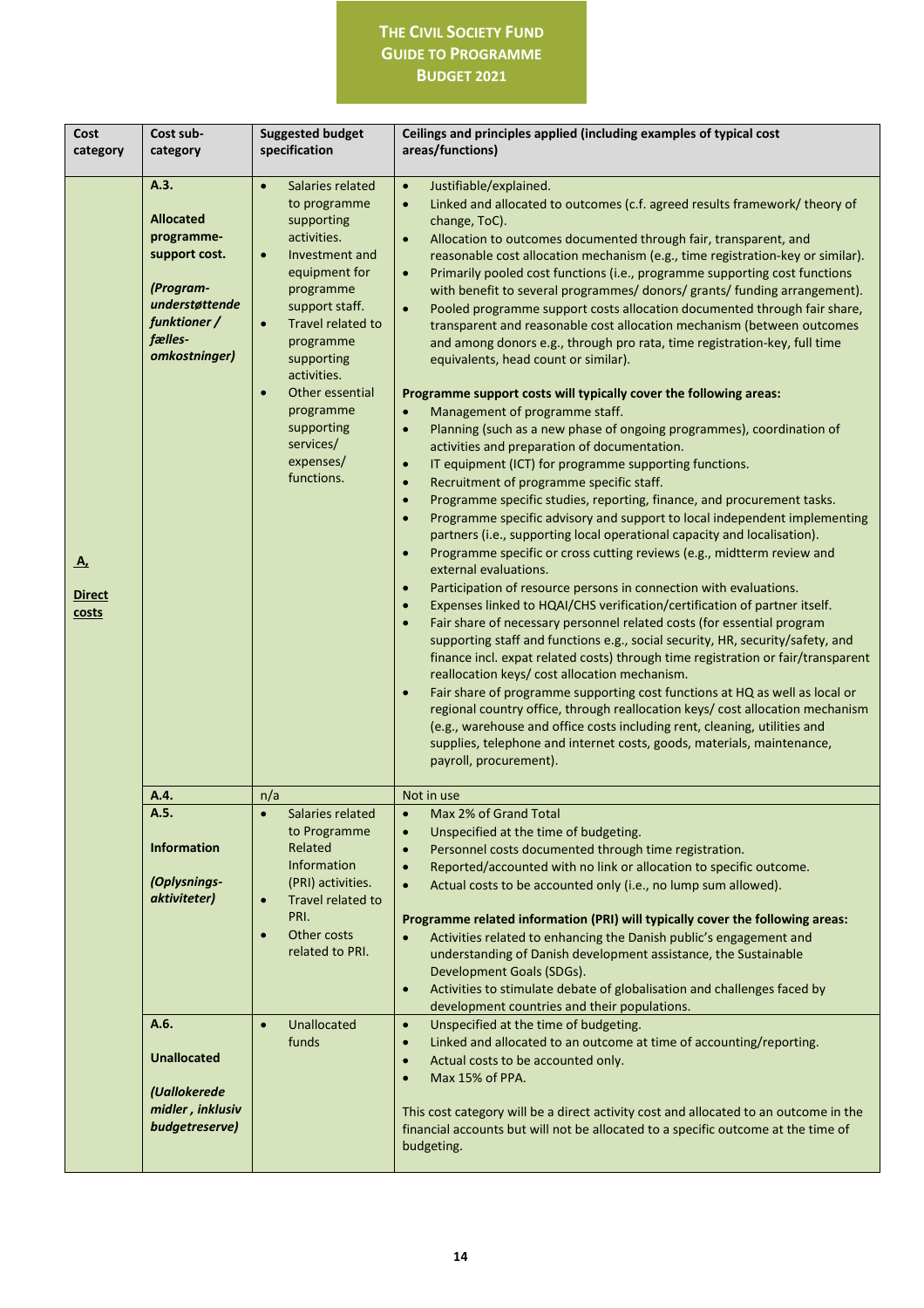| Cost category | Cost sub-category | Suggested budget specification | Ceilings and principles applied (including examples of typical cost areas/functions) |
|---|---|---|---|
| **A. Direct costs** | **A.3.** **Allocated programme-support cost.** ***(Program-understøttende funktioner / fælles-omkostninger)*** | • Salaries related to programme supporting activities. • Investment and equipment for programme support staff. • Travel related to programme supporting activities. • Other essential programme supporting services/ expenses/ functions. | • Justifiable/explained. • Linked and allocated to outcomes (c.f. agreed results framework/ theory of change, ToC). • Allocation to outcomes documented through fair, transparent, and reasonable cost allocation mechanism (e.g., time registration-key or similar). • Primarily pooled cost functions (i.e., programme supporting cost functions with benefit to several programmes/ donors/ grants/ funding arrangement). • Pooled programme support costs allocation documented through fair share, transparent and reasonable cost allocation mechanism (between outcomes and among donors e.g., through pro rata, time registration-key, full time equivalents, head count or similar). **Programme support costs will typically cover the following areas:** • Management of programme staff. • Planning (such as a new phase of ongoing programmes), coordination of activities and preparation of documentation. • IT equipment (ICT) for programme supporting functions. • Recruitment of programme specific staff. • Programme specific studies, reporting, finance, and procurement tasks. • Programme specific advisory and support to local independent implementing partners (i.e., supporting local operational capacity and localisation). • Programme specific or cross cutting reviews (e.g., midtterm review and external evaluations. • Participation of resource persons in connection with evaluations. • Expenses linked to HQAI/CHS verification/certification of partner itself. • Fair share of necessary personnel related costs (for essential program supporting staff and functions e.g., social security, HR, security/safety, and finance incl. expat related costs) through time registration or fair/transparent reallocation keys/ cost allocation mechanism. • Fair share of programme supporting cost functions at HQ as well as local or regional country office, through reallocation keys/ cost allocation mechanism (e.g., warehouse and office costs including rent, cleaning, utilities and supplies, telephone and internet costs, goods, materials, maintenance, payroll, procurement). |
| | **A.4.** | n/a | Not in use |
| | **A.5.** **Information** ***(Oplysnings-aktiviteter)*** | • Salaries related to Programme Related Information (PRI) activities. • Travel related to PRI. • Other costs related to PRI. | • Max 2% of Grand Total • Unspecified at the time of budgeting. • Personnel costs documented through time registration. • Reported/accounted with no link or allocation to specific outcome. • Actual costs to be accounted only (i.e., no lump sum allowed). **Programme related information (PRI) will typically cover the following areas:** • Activities related to enhancing the Danish public's engagement and understanding of Danish development assistance, the Sustainable Development Goals (SDGs). • Activities to stimulate debate of globalisation and challenges faced by development countries and their populations. |
| | **A.6.** **Unallocated** ***(Uallokerede midler , inklusiv budgetreserve)*** | • Unallocated funds | • Unspecified at the time of budgeting. • Linked and allocated to an outcome at time of accounting/reporting. • Actual costs to be accounted only. • Max 15% of PPA. This cost category will be a direct activity cost and allocated to an outcome in the financial accounts but will not be allocated to a specific outcome at the time of budgeting. |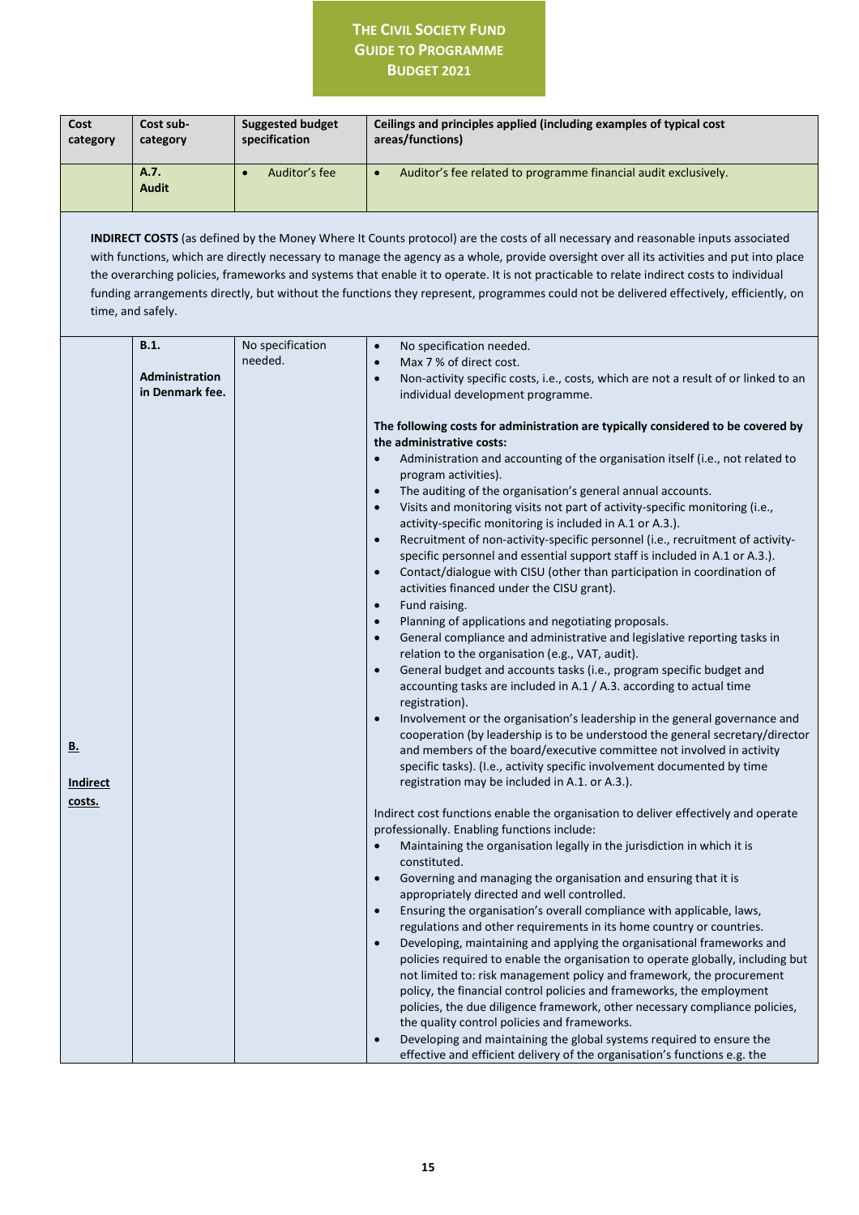| Cost category | Cost sub-category | Suggested budget specification | Ceilings and principles applied (including examples of typical cost areas/functions) |
|---|---|---|---|
| | **A.7. Audit** | • Auditor's fee | • Auditor's fee related to programme financial audit exclusively. |

**INDIRECT COSTS** (as defined by the Money Where It Counts protocol) are the costs of all necessary and reasonable inputs associated with functions, which are directly necessary to manage the agency as a whole, provide oversight over all its activities and put into place the overarching policies, frameworks and systems that enable it to operate. It is not practicable to relate indirect costs to individual funding arrangements directly, but without the functions they represent, programmes could not be delivered effectively, efficiently, on time, and safely.

| Cost category | Cost sub-category | Suggested budget specification | Ceilings and principles applied (including examples of typical cost areas/functions) |
|---|---|---|---|
| **B. Indirect costs.** | **B.1. Administration in Denmark fee.** | No specification needed. | • No specification needed.<br>• Max 7 % of direct cost.<br>• Non-activity specific costs, i.e., costs, which are not a result of or linked to an individual development programme.<br><br>**The following costs for administration are typically considered to be covered by the administrative costs:**<br>• Administration and accounting of the organisation itself (i.e., not related to program activities).<br>• The auditing of the organisation's general annual accounts.<br>• Visits and monitoring visits not part of activity-specific monitoring (i.e., activity-specific monitoring is included in A.1 or A.3.).<br>• Recruitment of non-activity-specific personnel (i.e., recruitment of activity-specific personnel and essential support staff is included in A.1 or A.3.).<br>• Contact/dialogue with CISU (other than participation in coordination of activities financed under the CISU grant).<br>• Fund raising.<br>• Planning of applications and negotiating proposals.<br>• General compliance and administrative and legislative reporting tasks in relation to the organisation (e.g., VAT, audit).<br>• General budget and accounts tasks (i.e., program specific budget and accounting tasks are included in A.1 / A.3. according to actual time registration).<br>• Involvement or the organisation's leadership in the general governance and cooperation (by leadership is to be understood the general secretary/director and members of the board/executive committee not involved in activity specific tasks). (I.e., activity specific involvement documented by time registration may be included in A.1. or A.3.).<br><br>Indirect cost functions enable the organisation to deliver effectively and operate professionally. Enabling functions include:<br>• Maintaining the organisation legally in the jurisdiction in which it is constituted.<br>• Governing and managing the organisation and ensuring that it is appropriately directed and well controlled.<br>• Ensuring the organisation's overall compliance with applicable, laws, regulations and other requirements in its home country or countries.<br>• Developing, maintaining and applying the organisational frameworks and policies required to enable the organisation to operate globally, including but not limited to: risk management policy and framework, the procurement policy, the financial control policies and frameworks, the employment policies, the due diligence framework, other necessary compliance policies, the quality control policies and frameworks.<br>• Developing and maintaining the global systems required to ensure the effective and efficient delivery of the organisation's functions e.g. the |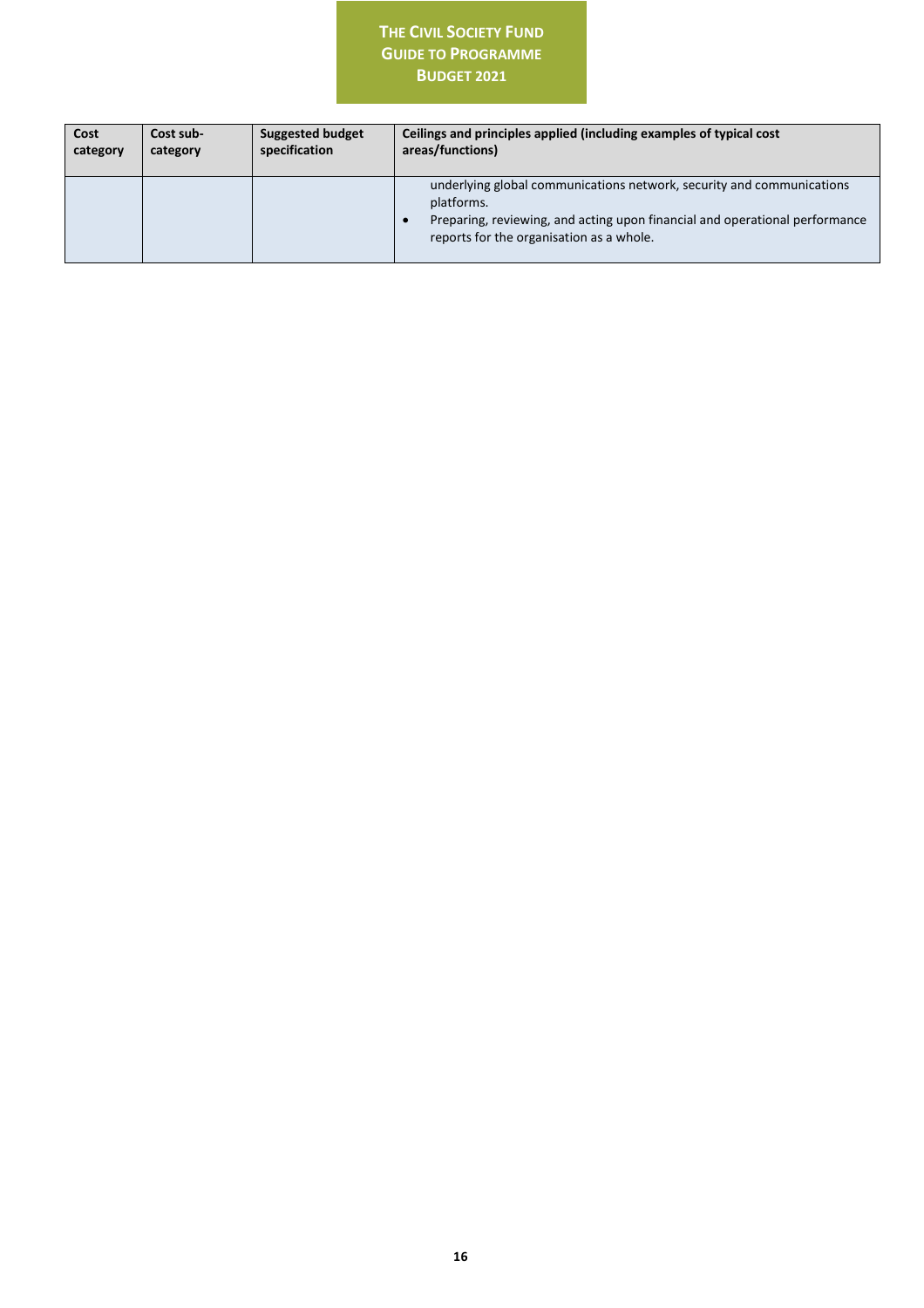| Cost category | Cost sub-category | Suggested budget specification | Ceilings and principles applied (including examples of typical cost areas/functions) |
|---|---|---|---|
| | | | underlying global communications network, security and communications platforms.<br>• Preparing, reviewing, and acting upon financial and operational performance reports for the organisation as a whole. |